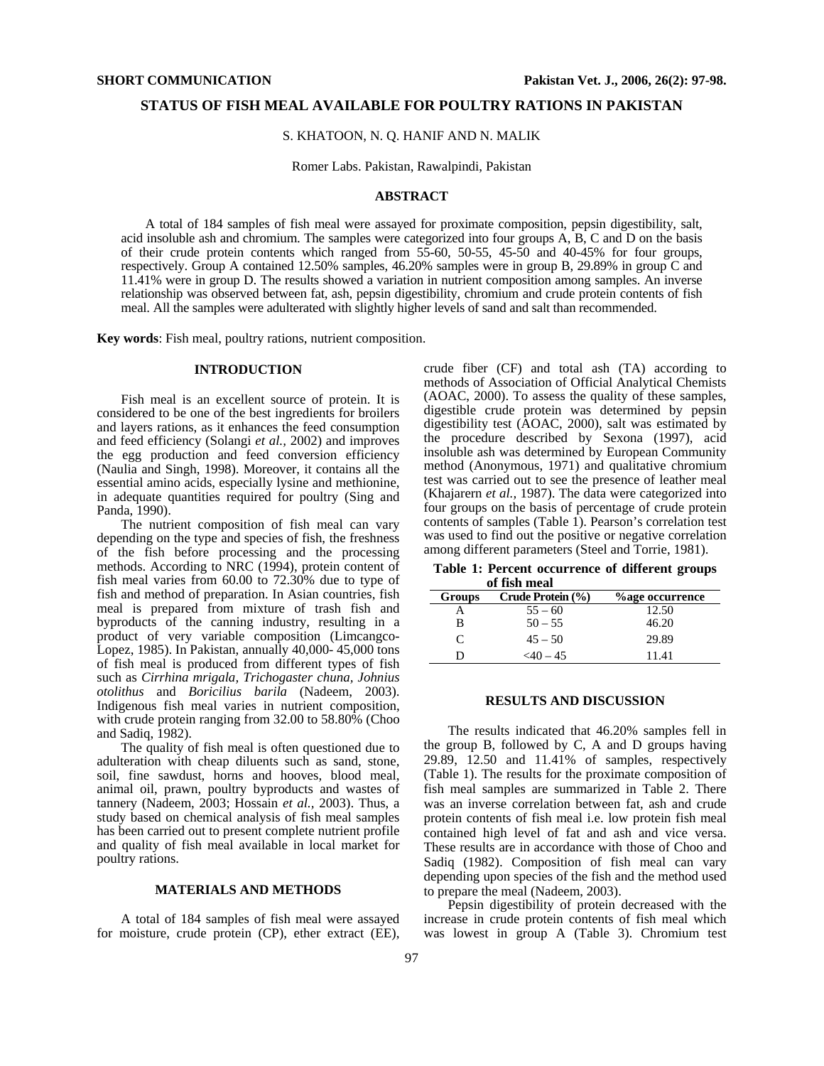SHORT COMMUNICATION

# STATUS OF FISH MEAL AVAILABLE FOR POULTRY RATIONS IN PAKISTAN

S. KHATOON, N. Q. HANIF AND N. MALIK

Romer Labs. Pakistan, Rawalpindi, Pakistan

## ABSTRACT

A total of 184 samples of fish meal were assayed for proximate composition, pepsin digestibility, salt, acid insoluble ash and chromium. The samples were categorized into four groups A, B, C and D on the basis of their crude protein contents which ranged from 55-60, 50-55, 45-50 and 40-45% for four groups, respectively. Group A contained 12.50% samples, 46.20% samples were in group B, 29.89% in group C and 11.41% were in group D. The results showed a variation in nutrient composition among samples. An inverse relationship was observed between fat, ash, pepsin digestibility, chromium and crude protein contents of fish meal. All the samples were adulterated with slightly higher levels of sand and salt than recommended.

**Key words**: Fish meal, poultry rations, nutrient composition.

## INTRODUCTION

Fish meal is an excellent source of protein. It is considered to be one of the best ingredients for broilers and layers rations, as it enhances the feed consumption and feed efficiency (Solangi *et al.*, 2002) and improves the egg production and feed conversion efficiency (Naulia and Singh, 1998). Moreover, it contains all the essential amino acids, especially lysine and methionine, in adequate quantities required for poultry (Sing and Panda, 1990).

The nutrient composition of fish meal can vary depending on the type and species of fish, the freshness of the fish before processing and the processing methods. According to NRC (1994), protein content of fish meal varies from 60.00 to 72.30% due to type of fish and method of preparation. In Asian countries, fish meal is prepared from mixture of trash fish and byproducts of the canning industry, resulting in a product of very variable composition (Limcangco-Lopez, 1985). In Pakistan, annually 40,000- 45,000 tons of fish meal is produced from different types of fish such as *Cirrhina mrigala, Trichogaster chuna, Johnius otolithus* and *Boricilius barila* (Nadeem, 2003). Indigenous fish meal varies in nutrient composition, with crude protein ranging from 32.00 to 58.80% (Choo and Sadiq, 1982).

The quality of fish meal is often questioned due to adulteration with cheap diluents such as sand, stone, soil, fine sawdust, horns and hooves, blood meal, animal oil, prawn, poultry byproducts and wastes of tannery (Nadeem, 2003; Hossain *et al.*, 2003). Thus, a study based on chemical analysis of fish meal samples has been carried out to present complete nutrient profile and quality of fish meal available in local market for poultry rations.

## MATERIALS AND METHODS

A total of 184 samples of fish meal were assayed for moisture, crude protein (CP), ether extract (EE), crude fiber (CF) and total ash (TA) according to methods of Association of Official Analytical Chemists (AOAC, 2000). To assess the quality of these samples, digestible crude protein was determined by pepsin digestibility test (AOAC, 2000), salt was estimated by the procedure described by Sexona (1997), acid insoluble ash was determined by European Community method (Anonymous, 1971) and qualitative chromium test was carried out to see the presence of leather meal (Khajarern *et al.*, 1987). The data were categorized into four groups on the basis of percentage of crude protein contents of samples (Table 1). Pearson's correlation test was used to find out the positive or negative correlation among different parameters (Steel and Torrie, 1981).

**Table 1: Percent occurrence of different groups of fish meal**

| Groups | Crude Protein (%) | %age occurrence |
|---|---|---|
| A | 55 – 60 | 12.50 |
| B | 50 – 55 | 46.20 |
| C | 45 – 50 | 29.89 |
| D | <40 – 45 | 11.41 |

## RESULTS AND DISCUSSION

The results indicated that 46.20% samples fell in the group B, followed by C, A and D groups having 29.89, 12.50 and 11.41% of samples, respectively (Table 1). The results for the proximate composition of fish meal samples are summarized in Table 2. There was an inverse correlation between fat, ash and crude protein contents of fish meal i.e. low protein fish meal contained high level of fat and ash and vice versa. These results are in accordance with those of Choo and Sadiq (1982). Composition of fish meal can vary depending upon species of the fish and the method used to prepare the meal (Nadeem, 2003).

Pepsin digestibility of protein decreased with the increase in crude protein contents of fish meal which was lowest in group A (Table 3). Chromium test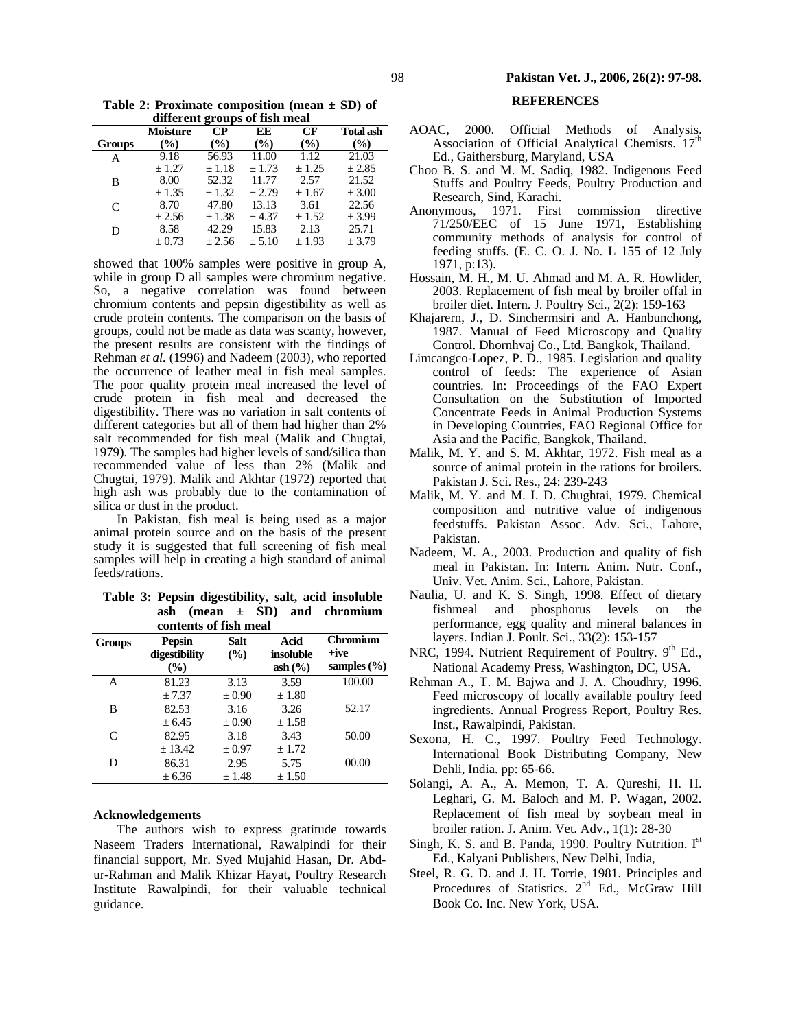**Table 2: Proximate composition (mean ± SD) of different groups of fish meal**

| Groups | Moisture (%) | CP (%) | EE (%) | CF (%) | Total ash (%) |
|---|---|---|---|---|---|
| A | 9.18 ± 1.27 | 56.93 ± 1.18 | 11.00 ± 1.73 | 1.12 ± 1.25 | 21.03 ± 2.85 |
| B | 8.00 ± 1.35 | 52.32 ± 1.32 | 11.77 ± 2.79 | 2.57 ± 1.67 | 21.52 ± 3.00 |
| C | 8.70 ± 2.56 | 47.80 ± 1.38 | 13.13 ± 4.37 | 3.61 ± 1.52 | 22.56 ± 3.99 |
| D | 8.58 ± 0.73 | 42.29 ± 2.56 | 15.83 ± 5.10 | 2.13 ± 1.93 | 25.71 ± 3.79 |

showed that 100% samples were positive in group A, while in group D all samples were chromium negative. So, a negative correlation was found between chromium contents and pepsin digestibility as well as crude protein contents. The comparison on the basis of groups, could not be made as data was scanty, however, the present results are consistent with the findings of Rehman *et al.* (1996) and Nadeem (2003), who reported the occurrence of leather meal in fish meal samples. The poor quality protein meal increased the level of crude protein in fish meal and decreased the digestibility. There was no variation in salt contents of different categories but all of them had higher than 2% salt recommended for fish meal (Malik and Chugtai, 1979). The samples had higher levels of sand/silica than recommended value of less than 2% (Malik and Chugtai, 1979). Malik and Akhtar (1972) reported that high ash was probably due to the contamination of silica or dust in the product.

In Pakistan, fish meal is being used as a major animal protein source and on the basis of the present study it is suggested that full screening of fish meal samples will help in creating a high standard of animal feeds/rations.

**Table 3: Pepsin digestibility, salt, acid insoluble ash (mean ± SD) and chromium contents of fish meal**

| Groups | Pepsin digestibility (%) | Salt (%) | Acid insoluble ash (%) | Chromium +ive samples (%) |
|---|---|---|---|---|
| A | 81.23 ± 7.37 | 3.13 ± 0.90 | 3.59 ± 1.80 | 100.00 |
| B | 82.53 ± 6.45 | 3.16 ± 0.90 | 3.26 ± 1.58 | 52.17 |
| C | 82.95 ± 13.42 | 3.18 ± 0.97 | 3.43 ± 1.72 | 50.00 |
| D | 86.31 ± 6.36 | 2.95 ± 1.48 | 5.75 ± 1.50 | 00.00 |

## Acknowledgements

The authors wish to express gratitude towards Naseem Traders International, Rawalpindi for their financial support, Mr. Syed Mujahid Hasan, Dr. Abd-ur-Rahman and Malik Khizar Hayat, Poultry Research Institute Rawalpindi, for their valuable technical guidance.

## REFERENCES

AOAC, 2000. Official Methods of Analysis. Association of Official Analytical Chemists. 17th Ed., Gaithersburg, Maryland, USA

Choo B. S. and M. M. Sadiq, 1982. Indigenous Feed Stuffs and Poultry Feeds, Poultry Production and Research, Sind, Karachi.

Anonymous, 1971. First commission directive 71/250/EEC of 15 June 1971, Establishing community methods of analysis for control of feeding stuffs. (E. C. O. J. No. L 155 of 12 July 1971, p:13).

Hossain, M. H., M. U. Ahmad and M. A. R. Howlider, 2003. Replacement of fish meal by broiler offal in broiler diet. Intern. J. Poultry Sci., 2(2): 159-163

Khajarern, J., D. Sinchermsiri and A. Hanbunchong, 1987. Manual of Feed Microscopy and Quality Control. Dhornhvaj Co., Ltd. Bangkok, Thailand.

Limcangco-Lopez, P. D., 1985. Legislation and quality control of feeds: The experience of Asian countries. In: Proceedings of the FAO Expert Consultation on the Substitution of Imported Concentrate Feeds in Animal Production Systems in Developing Countries, FAO Regional Office for Asia and the Pacific, Bangkok, Thailand.

Malik, M. Y. and S. M. Akhtar, 1972. Fish meal as a source of animal protein in the rations for broilers. Pakistan J. Sci. Res., 24: 239-243

Malik, M. Y. and M. I. D. Chughtai, 1979. Chemical composition and nutritive value of indigenous feedstuffs. Pakistan Assoc. Adv. Sci., Lahore, Pakistan.

Nadeem, M. A., 2003. Production and quality of fish meal in Pakistan. In: Intern. Anim. Nutr. Conf., Univ. Vet. Anim. Sci., Lahore, Pakistan.

Naulia, U. and K. S. Singh, 1998. Effect of dietary fishmeal and phosphorus levels on the performance, egg quality and mineral balances in layers. Indian J. Poult. Sci., 33(2): 153-157

NRC, 1994. Nutrient Requirement of Poultry. 9th Ed., National Academy Press, Washington, DC, USA.

Rehman A., T. M. Bajwa and J. A. Choudhry, 1996. Feed microscopy of locally available poultry feed ingredients. Annual Progress Report, Poultry Res. Inst., Rawalpindi, Pakistan.

Sexona, H. C., 1997. Poultry Feed Technology. International Book Distributing Company, New Dehli, India. pp: 65-66.

Solangi, A. A., A. Memon, T. A. Qureshi, H. H. Leghari, G. M. Baloch and M. P. Wagan, 2002. Replacement of fish meal by soybean meal in broiler ration. J. Anim. Vet. Adv., 1(1): 28-30

Singh, K. S. and B. Panda, 1990. Poultry Nutrition. Ist Ed., Kalyani Publishers, New Delhi, India,

Steel, R. G. D. and J. H. Torrie, 1981. Principles and Procedures of Statistics. 2nd Ed., McGraw Hill Book Co. Inc. New York, USA.